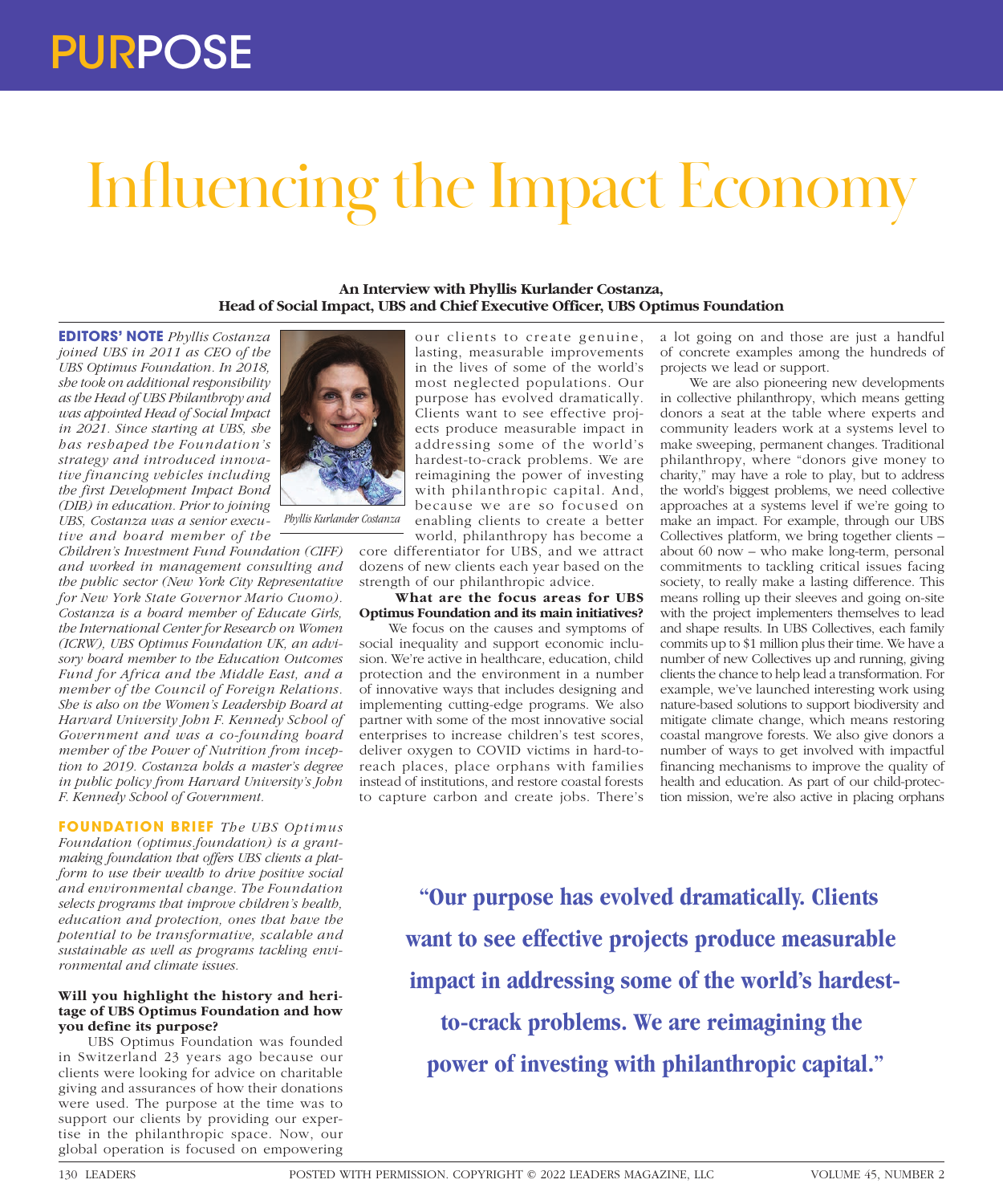# Influencing the Impact Economy

**An Interview with Phyllis Kurlander Costanza, Head of Social Impact, UBS and Chief Executive Officer, UBS Optimus Foundation**

**EDITORS' NOTE** *Phyllis Costanza joined UBS in 2011 as CEO of the UBS Optimus Foundation. In 2018, she took on additional responsibility as the Head of UBS Philanthropy and was appointed Head of Social Impact in 2021. Since starting at UBS, she has reshaped the Foundation's strategy and introduced innovative financing vehicles including the first Development Impact Bond (DIB) in education. Prior to joining UBS, Costanza was a senior executive and board member of the Children's Investment Fund Foundation (CIFF) and worked in management consulting and the public sector (New York City Representative for New York State Governor Mario Cuomo). Costanza is a board member of Educate Girls, the International Center for Research on Women (ICRW), UBS Optimus Foundation UK, an advisory board member to the Education Outcomes Fund for Africa and the Middle East, and a member of the Council of Foreign Relations. She is also on the Women's Leadership Board at Harvard University John F. Kennedy School of Government and was a co-founding board member of the Power of Nutrition from inception to 2019. Costanza holds a master's degree in public policy from Harvard University's John F. Kennedy School of Government.*

*Phyllis Kurlander Costanza*

**FOUNDATION BRIEF** *The UBS Optimus Foundation (optimus.foundation) is a grantmaking foundation that offers UBS clients a platform to use their wealth to drive positive social and environmental change. The Foundation selects programs that improve children's health, education and protection, ones that have the potential to be transformative, scalable and sustainable as well as programs tackling environmental and climate issues.*

**Will you highlight the history and heritage of UBS Optimus Foundation and how you define its purpose?**

UBS Optimus Foundation was founded in Switzerland 23 years ago because our clients were looking for advice on charitable giving and assurances of how their donations were used. The purpose at the time was to support our clients by providing our expertise in the philanthropic space. Now, our global operation is focused on empowering our clients to create genuine, lasting, measurable improvements in the lives of some of the world's most neglected populations. Our purpose has evolved dramatically. Clients want to see effective projects produce measurable impact in addressing some of the world's hardest-to-crack problems. We are reimagining the power of investing with philanthropic capital. And, because we are so focused on enabling clients to create a better world, philanthropy has become a core differentiator for UBS, and we attract dozens of new clients each year based on the strength of our philanthropic advice.

**What are the focus areas for UBS Optimus Foundation and its main initiatives?**

We focus on the causes and symptoms of social inequality and support economic inclusion. We're active in healthcare, education, child protection and the environment in a number of innovative ways that includes designing and implementing cutting-edge programs. We also partner with some of the most innovative social enterprises to increase children's test scores, deliver oxygen to COVID victims in hard-to-reach places, place orphans with families instead of institutions, and restore coastal forests to capture carbon and create jobs. There's a lot going on and those are just a handful of concrete examples among the hundreds of projects we lead or support.

We are also pioneering new developments in collective philanthropy, which means getting donors a seat at the table where experts and community leaders work at a systems level to make sweeping, permanent changes. Traditional philanthropy, where "donors give money to charity," may have a role to play, but to address the world's biggest problems, we need collective approaches at a systems level if we're going to make an impact. For example, through our UBS Collectives platform, we bring together clients – about 60 now – who make long-term, personal commitments to tackling critical issues facing society, to really make a lasting difference. This means rolling up their sleeves and going on-site with the project implementers themselves to lead and shape results. In UBS Collectives, each family commits up to $1 million plus their time. We have a number of new Collectives up and running, giving clients the chance to help lead a transformation. For example, we've launched interesting work using nature-based solutions to support biodiversity and mitigate climate change, which means restoring coastal mangrove forests. We also give donors a number of ways to get involved with impactful financing mechanisms to improve the quality of health and education. As part of our child-protection mission, we're also active in placing orphans

> **"Our purpose has evolved dramatically. Clients want to see effective projects produce measurable impact in addressing some of the world's hardest-to-crack problems. We are reimagining the power of investing with philanthropic capital."**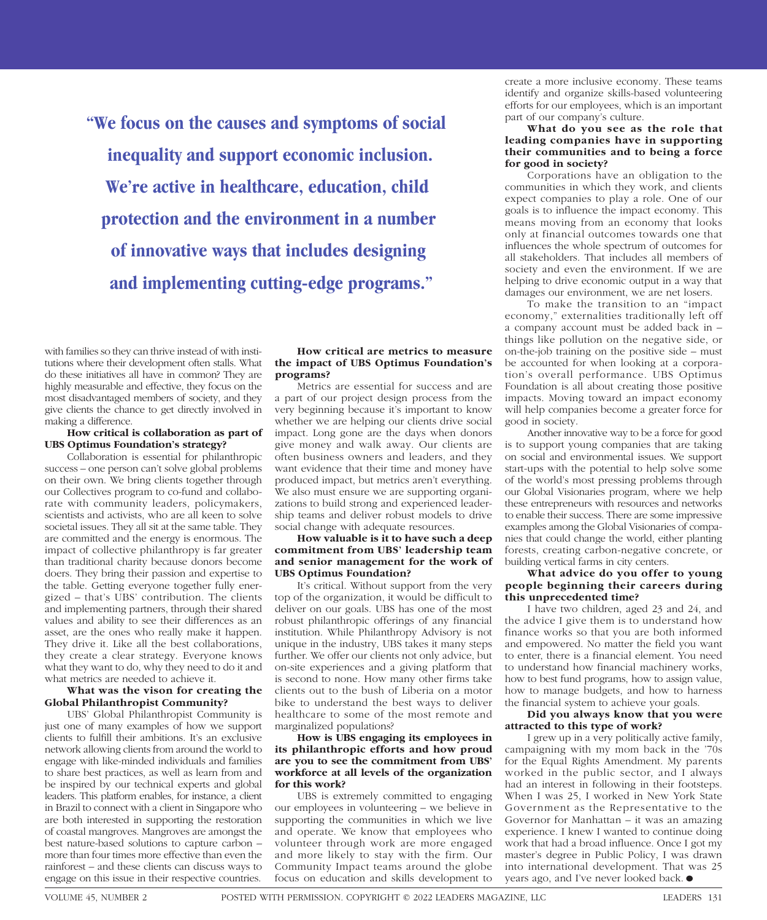> "We focus on the causes and symptoms of social inequality and support economic inclusion. We're active in healthcare, education, child protection and the environment in a number of innovative ways that includes designing and implementing cutting-edge programs."

with families so they can thrive instead of with institutions where their development often stalls. What do these initiatives all have in common? They are highly measurable and effective, they focus on the most disadvantaged members of society, and they give clients the chance to get directly involved in making a difference.

**How critical is collaboration as part of UBS Optimus Foundation's strategy?**

Collaboration is essential for philanthropic success – one person can't solve global problems on their own. We bring clients together through our Collectives program to co-fund and collaborate with community leaders, policymakers, scientists and activists, who are all keen to solve societal issues. They all sit at the same table. They are committed and the energy is enormous. The impact of collective philanthropy is far greater than traditional charity because donors become doers. They bring their passion and expertise to the table. Getting everyone together fully energized – that's UBS' contribution. The clients and implementing partners, through their shared values and ability to see their differences as an asset, are the ones who really make it happen. They drive it. Like all the best collaborations, they create a clear strategy. Everyone knows what they want to do, why they need to do it and what metrics are needed to achieve it.

**What was the vison for creating the Global Philanthropist Community?**

UBS' Global Philanthropist Community is just one of many examples of how we support clients to fulfill their ambitions. It's an exclusive network allowing clients from around the world to engage with like-minded individuals and families to share best practices, as well as learn from and be inspired by our technical experts and global leaders. This platform enables, for instance, a client in Brazil to connect with a client in Singapore who are both interested in supporting the restoration of coastal mangroves. Mangroves are amongst the best nature-based solutions to capture carbon – more than four times more effective than even the rainforest – and these clients can discuss ways to engage on this issue in their respective countries.

**How critical are metrics to measure the impact of UBS Optimus Foundation's programs?**

Metrics are essential for success and are a part of our project design process from the very beginning because it's important to know whether we are helping our clients drive social impact. Long gone are the days when donors give money and walk away. Our clients are often business owners and leaders, and they want evidence that their time and money have produced impact, but metrics aren't everything. We also must ensure we are supporting organizations to build strong and experienced leadership teams and deliver robust models to drive social change with adequate resources.

**How valuable is it to have such a deep commitment from UBS' leadership team and senior management for the work of UBS Optimus Foundation?**

It's critical. Without support from the very top of the organization, it would be difficult to deliver on our goals. UBS has one of the most robust philanthropic offerings of any financial institution. While Philanthropy Advisory is not unique in the industry, UBS takes it many steps further. We offer our clients not only advice, but on-site experiences and a giving platform that is second to none. How many other firms take clients out to the bush of Liberia on a motor bike to understand the best ways to deliver healthcare to some of the most remote and marginalized populations?

**How is UBS engaging its employees in its philanthropic efforts and how proud are you to see the commitment from UBS' workforce at all levels of the organization for this work?**

UBS is extremely committed to engaging our employees in volunteering – we believe in supporting the communities in which we live and operate. We know that employees who volunteer through work are more engaged and more likely to stay with the firm. Our Community Impact teams around the globe focus on education and skills development to create a more inclusive economy. These teams identify and organize skills-based volunteering efforts for our employees, which is an important part of our company's culture.

**What do you see as the role that leading companies have in supporting their communities and to being a force for good in society?**

Corporations have an obligation to the communities in which they work, and clients expect companies to play a role. One of our goals is to influence the impact economy. This means moving from an economy that looks only at financial outcomes towards one that influences the whole spectrum of outcomes for all stakeholders. That includes all members of society and even the environment. If we are helping to drive economic output in a way that damages our environment, we are net losers.

To make the transition to an "impact economy," externalities traditionally left off a company account must be added back in – things like pollution on the negative side, or on-the-job training on the positive side – must be accounted for when looking at a corporation's overall performance. UBS Optimus Foundation is all about creating those positive impacts. Moving toward an impact economy will help companies become a greater force for good in society.

Another innovative way to be a force for good is to support young companies that are taking on social and environmental issues. We support start-ups with the potential to help solve some of the world's most pressing problems through our Global Visionaries program, where we help these entrepreneurs with resources and networks to enable their success. There are some impressive examples among the Global Visionaries of companies that could change the world, either planting forests, creating carbon-negative concrete, or building vertical farms in city centers.

**What advice do you offer to young people beginning their careers during this unprecedented time?**

I have two children, aged 23 and 24, and the advice I give them is to understand how finance works so that you are both informed and empowered. No matter the field you want to enter, there is a financial element. You need to understand how financial machinery works, how to best fund programs, how to assign value, how to manage budgets, and how to harness the financial system to achieve your goals.

**Did you always know that you were attracted to this type of work?**

I grew up in a very politically active family, campaigning with my mom back in the '70s for the Equal Rights Amendment. My parents worked in the public sector, and I always had an interest in following in their footsteps. When I was 25, I worked in New York State Government as the Representative to the Governor for Manhattan – it was an amazing experience. I knew I wanted to continue doing work that had a broad influence. Once I got my master's degree in Public Policy, I was drawn into international development. That was 25 years ago, and I've never looked back. ●

POSTED WITH PERMISSION. COPYRIGHT © 2022 LEADERS MAGAZINE, LLC